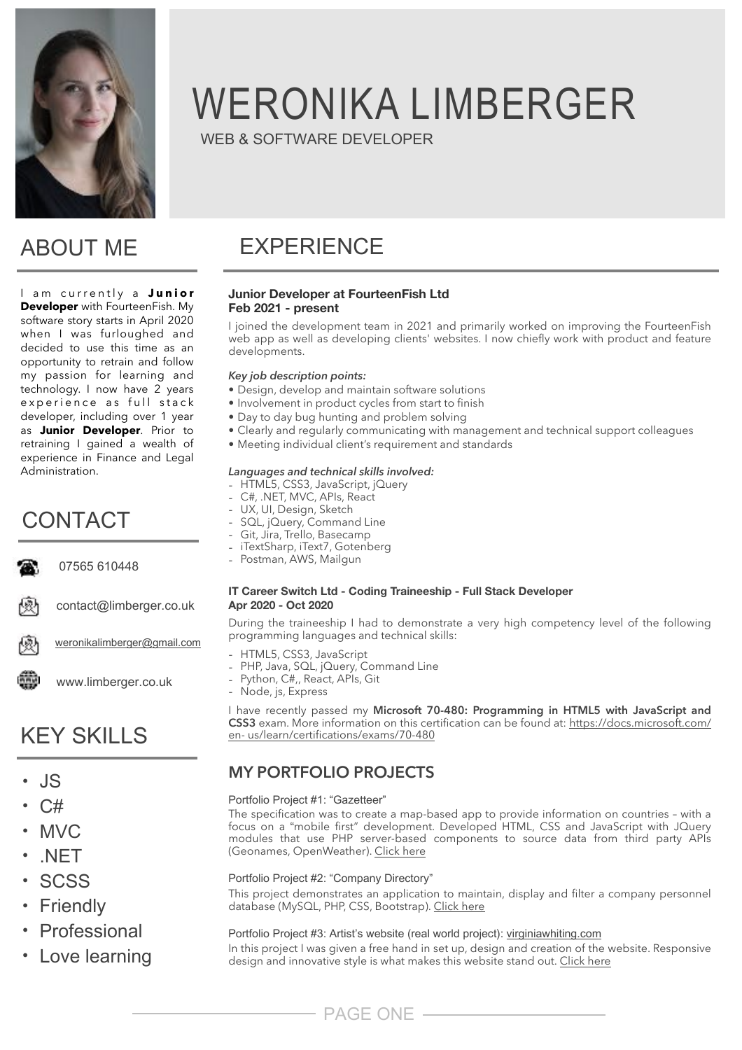# WERONIKA LIMBERGER

WEB & SOFTWARE DEVELOPER

## ABOUT ME

I am currently a **Junior Developer** with FourteenFish. My software story starts in April 2020 when I was furloughed and decided to use this time as an opportunity to retrain and follow my passion for learning and technology. I now have 2 years experience as full stack developer, including over 1 year as **Junior Developer**. Prior to retraining I gained a wealth of experience in Finance and Legal Administration.

## CONTACT

07565 610448

contact@limberger.co.uk

weronikalimberger@gmail.com

www.limberger.co.uk

## KEY SKILLS

- JS
- C#
- MVC
- .NET
- SCSS
- Friendly
- Professional
- Love learning

## EXPERIENCE

**Junior Developer at FourteenFish Ltd**
**Feb 2021 - present**

I joined the development team in 2021 and primarily worked on improving the FourteenFish web app as well as developing clients' websites. I now chiefly work with product and feature developments.

***Key job description points:***

- Design, develop and maintain software solutions
- Involvement in product cycles from start to finish
- Day to day bug hunting and problem solving
- Clearly and regularly communicating with management and technical support colleagues
- Meeting individual client's requirement and standards

***Languages and technical skills involved:***

- HTML5, CSS3, JavaScript, jQuery
- C#, .NET, MVC, APIs, React
- UX, UI, Design, Sketch
- SQL, jQuery, Command Line
- Git, Jira, Trello, Basecamp
- iTextSharp, iText7, Gotenberg
- Postman, AWS, Mailgun

**IT Career Switch Ltd - Coding Traineeship - Full Stack Developer**
**Apr 2020 - Oct 2020**

During the traineeship I had to demonstrate a very high competency level of the following programming languages and technical skills:

- HTML5, CSS3, JavaScript
- PHP, Java, SQL, jQuery, Command Line
- Python, C#,, React, APIs, Git
- Node, js, Express

I have recently passed my **Microsoft 70-480: Programming in HTML5 with JavaScript and CSS3** exam. More information on this certification can be found at: https://docs.microsoft.com/en- us/learn/certifications/exams/70-480

### MY PORTFOLIO PROJECTS

Portfolio Project #1: "Gazetteer"

The specification was to create a map-based app to provide information on countries – with a focus on a "mobile first" development. Developed HTML, CSS and JavaScript with JQuery modules that use PHP server-based components to source data from third party APIs (Geonames, OpenWeather). Click here

Portfolio Project #2: "Company Directory"

This project demonstrates an application to maintain, display and filter a company personnel database (MySQL, PHP, CSS, Bootstrap). Click here

Portfolio Project #3: Artist's website (real world project): virginiawhiting.com

In this project I was given a free hand in set up, design and creation of the website. Responsive design and innovative style is what makes this website stand out. Click here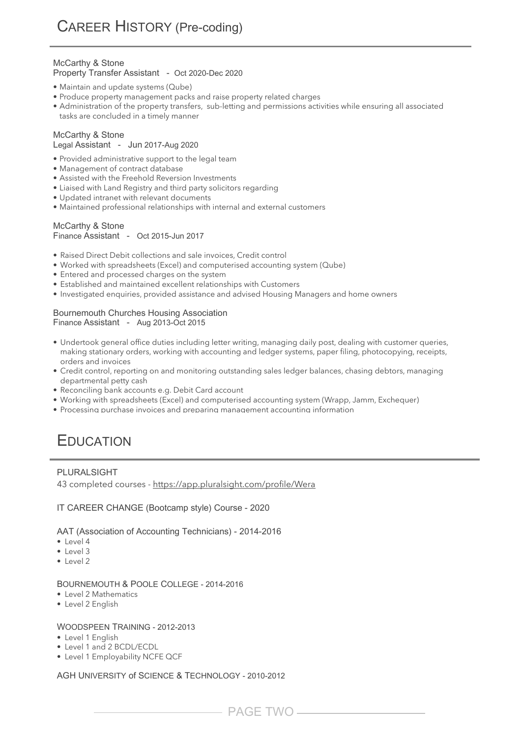# Career History (Pre-coding)

### McCarthy & Stone
Property Transfer Assistant - Oct 2020-Dec 2020

- Maintain and update systems (Qube)
- Produce property management packs and raise property related charges
- Administration of the property transfers, sub-letting and permissions activities while ensuring all associated tasks are concluded in a timely manner

### McCarthy & Stone
Legal Assistant - Jun 2017-Aug 2020

- Provided administrative support to the legal team
- Management of contract database
- Assisted with the Freehold Reversion Investments
- Liaised with Land Registry and third party solicitors regarding
- Updated intranet with relevant documents
- Maintained professional relationships with internal and external customers

### McCarthy & Stone
Finance Assistant - Oct 2015-Jun 2017

- Raised Direct Debit collections and sale invoices, Credit control
- Worked with spreadsheets (Excel) and computerised accounting system (Qube)
- Entered and processed charges on the system
- Established and maintained excellent relationships with Customers
- Investigated enquiries, provided assistance and advised Housing Managers and home owners

### Bournemouth Churches Housing Association
Finance Assistant - Aug 2013-Oct 2015

- Undertook general office duties including letter writing, managing daily post, dealing with customer queries, making stationary orders, working with accounting and ledger systems, paper filing, photocopying, receipts, orders and invoices
- Credit control, reporting on and monitoring outstanding sales ledger balances, chasing debtors, managing departmental petty cash
- Reconciling bank accounts e.g. Debit Card account
- Working with spreadsheets (Excel) and computerised accounting system (Wrapp, Jamm, Exchequer)
- Processing purchase invoices and preparing management accounting information

# Education

### PLURALSIGHT
43 completed courses - https://app.pluralsight.com/profile/Wera

### IT CAREER CHANGE (Bootcamp style) Course - 2020

### AAT (Association of Accounting Technicians) - 2014-2016
- Level 4
- Level 3
- Level 2

### BOURNEMOUTH & POOLE COLLEGE - 2014-2016
- Level 2 Mathematics
- Level 2 English

### WOODSPEEN TRAINING - 2012-2013
- Level 1 English
- Level 1 and 2 BCDL/ECDL
- Level 1 Employability NCFE QCF

### AGH UNIVERSITY of SCIENCE & TECHNOLOGY - 2010-2012